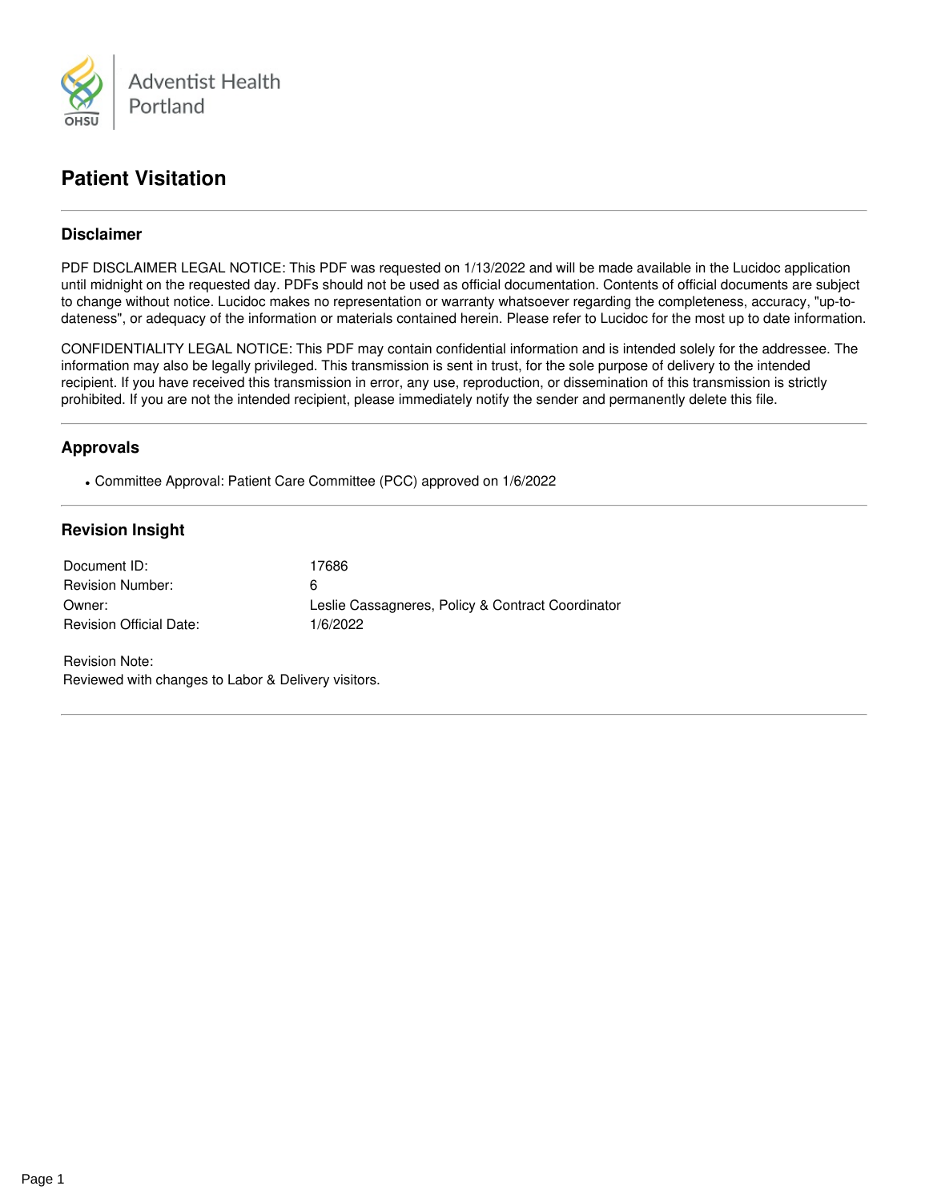Adventist Health Portland

# Patient Visitation

## Disclaimer

PDF DISCLAIMER LEGAL NOTICE: This PDF was requested on 1/13/2022 and will be made available in the Lucidoc application until midnight on the requested day. PDFs should not be used as official documentation. Contents of official documents are subject to change without notice. Lucidoc makes no representation or warranty whatsoever regarding the completeness, accuracy, "up-to-dateness", or adequacy of the information or materials contained herein. Please refer to Lucidoc for the most up to date information.

CONFIDENTIALITY LEGAL NOTICE: This PDF may contain confidential information and is intended solely for the addressee. The information may also be legally privileged. This transmission is sent in trust, for the sole purpose of delivery to the intended recipient. If you have received this transmission in error, any use, reproduction, or dissemination of this transmission is strictly prohibited. If you are not the intended recipient, please immediately notify the sender and permanently delete this file.

## Approvals

- Committee Approval: Patient Care Committee (PCC) approved on 1/6/2022

## Revision Insight

| | |
|---|---|
| Document ID: | 17686 |
| Revision Number: | 6 |
| Owner: | Leslie Cassagneres, Policy & Contract Coordinator |
| Revision Official Date: | 1/6/2022 |

Revision Note:
Reviewed with changes to Labor & Delivery visitors.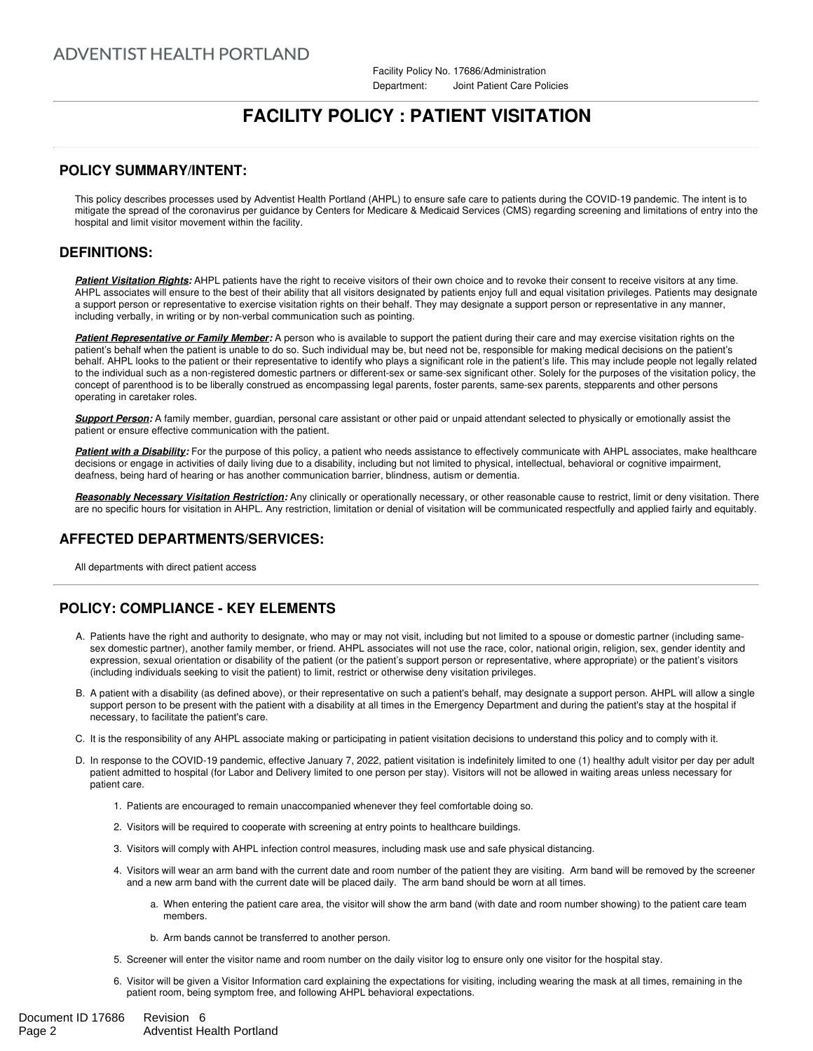Facility Policy No. 17686/Administration
Department: Joint Patient Care Policies

# FACILITY POLICY : PATIENT VISITATION

## POLICY SUMMARY/INTENT:

This policy describes processes used by Adventist Health Portland (AHPL) to ensure safe care to patients during the COVID-19 pandemic. The intent is to mitigate the spread of the coronavirus per guidance by Centers for Medicare & Medicaid Services (CMS) regarding screening and limitations of entry into the hospital and limit visitor movement within the facility.

## DEFINITIONS:

***Patient Visitation Rights:*** AHPL patients have the right to receive visitors of their own choice and to revoke their consent to receive visitors at any time. AHPL associates will ensure to the best of their ability that all visitors designated by patients enjoy full and equal visitation privileges. Patients may designate a support person or representative to exercise visitation rights on their behalf. They may designate a support person or representative in any manner, including verbally, in writing or by non-verbal communication such as pointing.

***Patient Representative or Family Member:*** A person who is available to support the patient during their care and may exercise visitation rights on the patient's behalf when the patient is unable to do so. Such individual may be, but need not be, responsible for making medical decisions on the patient's behalf. AHPL looks to the patient or their representative to identify who plays a significant role in the patient's life. This may include people not legally related to the individual such as a non-registered domestic partners or different-sex or same-sex significant other. Solely for the purposes of the visitation policy, the concept of parenthood is to be liberally construed as encompassing legal parents, foster parents, same-sex parents, stepparents and other persons operating in caretaker roles.

***Support Person:*** A family member, guardian, personal care assistant or other paid or unpaid attendant selected to physically or emotionally assist the patient or ensure effective communication with the patient.

***Patient with a Disability:*** For the purpose of this policy, a patient who needs assistance to effectively communicate with AHPL associates, make healthcare decisions or engage in activities of daily living due to a disability, including but not limited to physical, intellectual, behavioral or cognitive impairment, deafness, being hard of hearing or has another communication barrier, blindness, autism or dementia.

***Reasonably Necessary Visitation Restriction:*** Any clinically or operationally necessary, or other reasonable cause to restrict, limit or deny visitation. There are no specific hours for visitation in AHPL. Any restriction, limitation or denial of visitation will be communicated respectfully and applied fairly and equitably.

## AFFECTED DEPARTMENTS/SERVICES:

All departments with direct patient access

## POLICY: COMPLIANCE - KEY ELEMENTS

A. Patients have the right and authority to designate, who may or may not visit, including but not limited to a spouse or domestic partner (including same-sex domestic partner), another family member, or friend. AHPL associates will not use the race, color, national origin, religion, sex, gender identity and expression, sexual orientation or disability of the patient (or the patient's support person or representative, where appropriate) or the patient's visitors (including individuals seeking to visit the patient) to limit, restrict or otherwise deny visitation privileges.

B. A patient with a disability (as defined above), or their representative on such a patient's behalf, may designate a support person. AHPL will allow a single support person to be present with the patient with a disability at all times in the Emergency Department and during the patient's stay at the hospital if necessary, to facilitate the patient's care.

C. It is the responsibility of any AHPL associate making or participating in patient visitation decisions to understand this policy and to comply with it.

D. In response to the COVID-19 pandemic, effective January 7, 2022, patient visitation is indefinitely limited to one (1) healthy adult visitor per day per adult patient admitted to hospital (for Labor and Delivery limited to one person per stay). Visitors will not be allowed in waiting areas unless necessary for patient care.

   1. Patients are encouraged to remain unaccompanied whenever they feel comfortable doing so.
   2. Visitors will be required to cooperate with screening at entry points to healthcare buildings.
   3. Visitors will comply with AHPL infection control measures, including mask use and safe physical distancing.
   4. Visitors will wear an arm band with the current date and room number of the patient they are visiting. Arm band will be removed by the screener and a new arm band with the current date will be placed daily. The arm band should be worn at all times.
      a. When entering the patient care area, the visitor will show the arm band (with date and room number showing) to the patient care team members.
      b. Arm bands cannot be transferred to another person.
   5. Screener will enter the visitor name and room number on the daily visitor log to ensure only one visitor for the hospital stay.
   6. Visitor will be given a Visitor Information card explaining the expectations for visiting, including wearing the mask at all times, remaining in the patient room, being symptom free, and following AHPL behavioral expectations.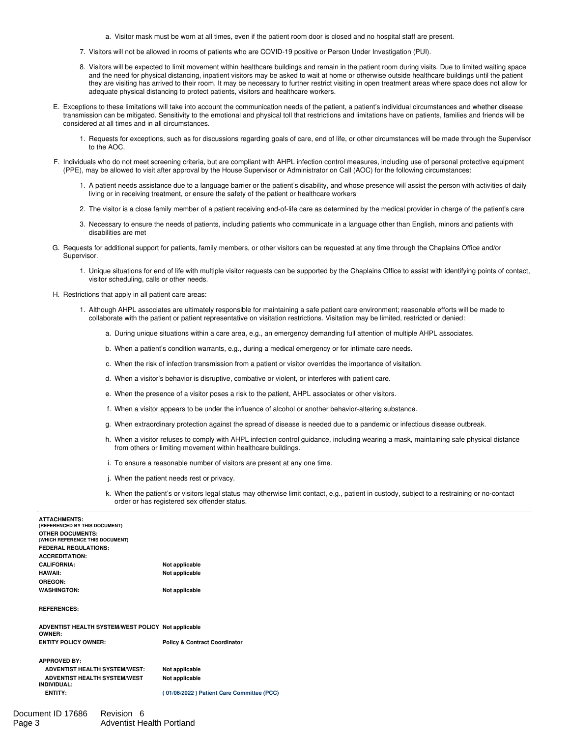a. Visitor mask must be worn at all times, even if the patient room door is closed and no hospital staff are present.

7. Visitors will not be allowed in rooms of patients who are COVID-19 positive or Person Under Investigation (PUI).

8. Visitors will be expected to limit movement within healthcare buildings and remain in the patient room during visits. Due to limited waiting space and the need for physical distancing, inpatient visitors may be asked to wait at home or otherwise outside healthcare buildings until the patient they are visiting has arrived to their room. It may be necessary to further restrict visiting in open treatment areas where space does not allow for adequate physical distancing to protect patients, visitors and healthcare workers.

E. Exceptions to these limitations will take into account the communication needs of the patient, a patient's individual circumstances and whether disease transmission can be mitigated. Sensitivity to the emotional and physical toll that restrictions and limitations have on patients, families and friends will be considered at all times and in all circumstances.

   1. Requests for exceptions, such as for discussions regarding goals of care, end of life, or other circumstances will be made through the Supervisor to the AOC.

F. Individuals who do not meet screening criteria, but are compliant with AHPL infection control measures, including use of personal protective equipment (PPE), may be allowed to visit after approval by the House Supervisor or Administrator on Call (AOC) for the following circumstances:

   1. A patient needs assistance due to a language barrier or the patient's disability, and whose presence will assist the person with activities of daily living or in receiving treatment, or ensure the safety of the patient or healthcare workers

   2. The visitor is a close family member of a patient receiving end-of-life care as determined by the medical provider in charge of the patient's care

   3. Necessary to ensure the needs of patients, including patients who communicate in a language other than English, minors and patients with disabilities are met

G. Requests for additional support for patients, family members, or other visitors can be requested at any time through the Chaplains Office and/or Supervisor.

   1. Unique situations for end of life with multiple visitor requests can be supported by the Chaplains Office to assist with identifying points of contact, visitor scheduling, calls or other needs.

H. Restrictions that apply in all patient care areas:

   1. Although AHPL associates are ultimately responsible for maintaining a safe patient care environment; reasonable efforts will be made to collaborate with the patient or patient representative on visitation restrictions. Visitation may be limited, restricted or denied:

      a. During unique situations within a care area, e.g., an emergency demanding full attention of multiple AHPL associates.

      b. When a patient's condition warrants, e.g., during a medical emergency or for intimate care needs.

      c. When the risk of infection transmission from a patient or visitor overrides the importance of visitation.

      d. When a visitor's behavior is disruptive, combative or violent, or interferes with patient care.

      e. When the presence of a visitor poses a risk to the patient, AHPL associates or other visitors.

      f. When a visitor appears to be under the influence of alcohol or another behavior-altering substance.

      g. When extraordinary protection against the spread of disease is needed due to a pandemic or infectious disease outbreak.

      h. When a visitor refuses to comply with AHPL infection control guidance, including wearing a mask, maintaining safe physical distance from others or limiting movement within healthcare buildings.

      i. To ensure a reasonable number of visitors are present at any one time.

      j. When the patient needs rest or privacy.

      k. When the patient's or visitors legal status may otherwise limit contact, e.g., patient in custody, subject to a restraining or no-contact order or has registered sex offender status.

**ATTACHMENTS:**
**(REFERENCED BY THIS DOCUMENT)**

**OTHER DOCUMENTS:**
**(WHICH REFERENCE THIS DOCUMENT)**

**FEDERAL REGULATIONS:**

**ACCREDITATION:**

| | |
|---|---|
| **CALIFORNIA:** | **Not applicable** |
| **HAWAII:** | **Not applicable** |
| **OREGON:** | |
| **WASHINGTON:** | **Not applicable** |

**REFERENCES:**

| | |
|---|---|
| **ADVENTIST HEALTH SYSTEM/WEST POLICY OWNER:** | **Not applicable** |
| **ENTITY POLICY OWNER:** | **Policy & Contract Coordinator** |

**APPROVED BY:**

| | |
|---|---|
| **ADVENTIST HEALTH SYSTEM/WEST:** | **Not applicable** |
| **ADVENTIST HEALTH SYSTEM/WEST INDIVIDUAL:** | **Not applicable** |
| **ENTITY:** | **( 01/06/2022 ) Patient Care Committee (PCC)** |

Document ID 17686 Revision 6
Adventist Health Portland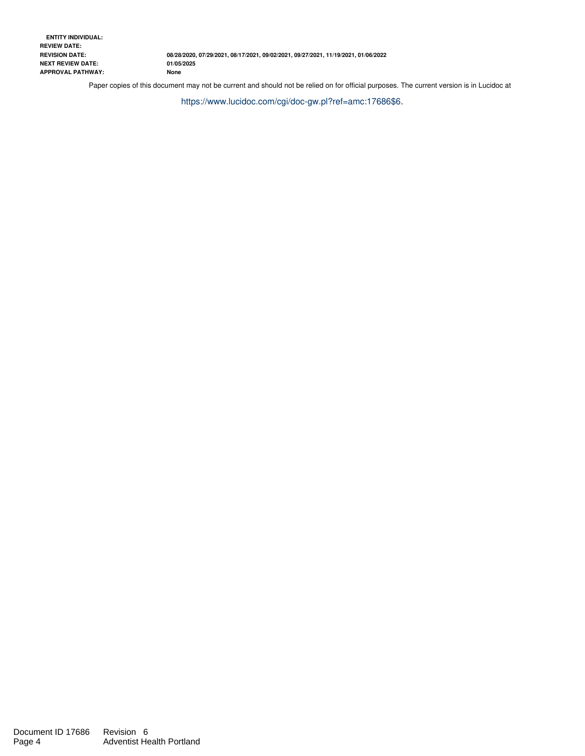| | |
|---|---|
| **ENTITY INDIVIDUAL:** | |
| **REVIEW DATE:** | |
| **REVISION DATE:** | **08/28/2020, 07/29/2021, 08/17/2021, 09/02/2021, 09/27/2021, 11/19/2021, 01/06/2022** |
| **NEXT REVIEW DATE:** | **01/05/2025** |
| **APPROVAL PATHWAY:** | **None** |

Paper copies of this document may not be current and should not be relied on for official purposes. The current version is in Lucidoc at

https://www.lucidoc.com/cgi/doc-gw.pl?ref=amc:17686$6.